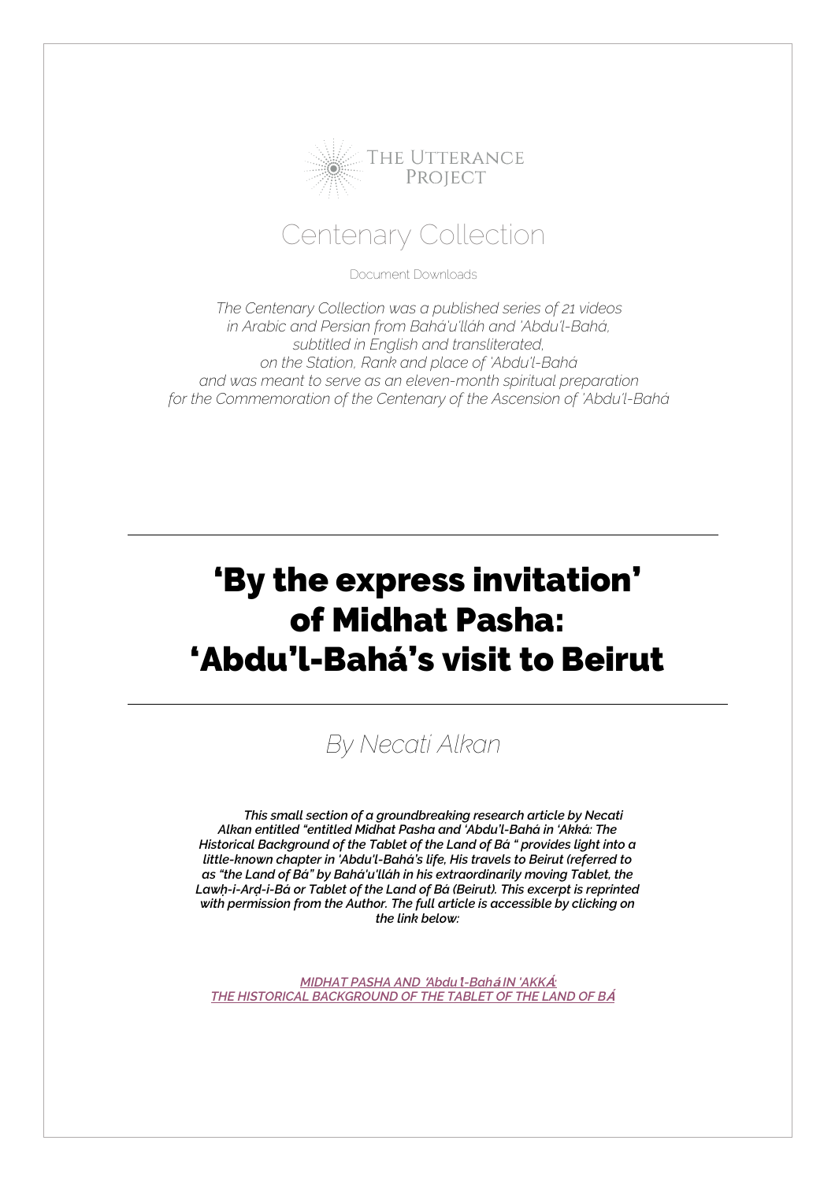The Utterance Project

## Centenary Collection

Document Downloads

*The Centenary Collection was a published series of 21 videos in Arabic and Persian from Bahá'u'lláh and 'Abdu'l-Bahá, subtitled in English and transliterated, on the Station, Rank and place of 'Abdu'l-Bahá and was meant to serve as an eleven-month spiritual preparation for the Commemoration of the Centenary of the Ascension of 'Abdu'l-Bahá*

---

# 'By the express invitation' of Midhat Pasha: 'Abdu'l-Bahá's visit to Beirut

---

*By Necati Alkan*

***This small section of a groundbreaking research article by Necati Alkan entitled "entitled Midhat Pasha and 'Abdu'l-Bahá in 'Akká: The Historical Background of the Tablet of the Land of Bá " provides light into a little-known chapter in 'Abdu'l-Bahá's life, His travels to Beirut (referred to as "the Land of Bá" by Bahá'u'lláh in his extraordinarily moving Tablet, the Lawḥ-i-Arḍ-i-Bá or Tablet of the Land of Bá (Beirut). This excerpt is reprinted with permission from the Author. The full article is accessible by clicking on the link below:***

***MIDHAT PASHA AND 'Abdu'l-Bahá IN 'AKKÁ: THE HISTORICAL BACKGROUND OF THE TABLET OF THE LAND OF BÁ***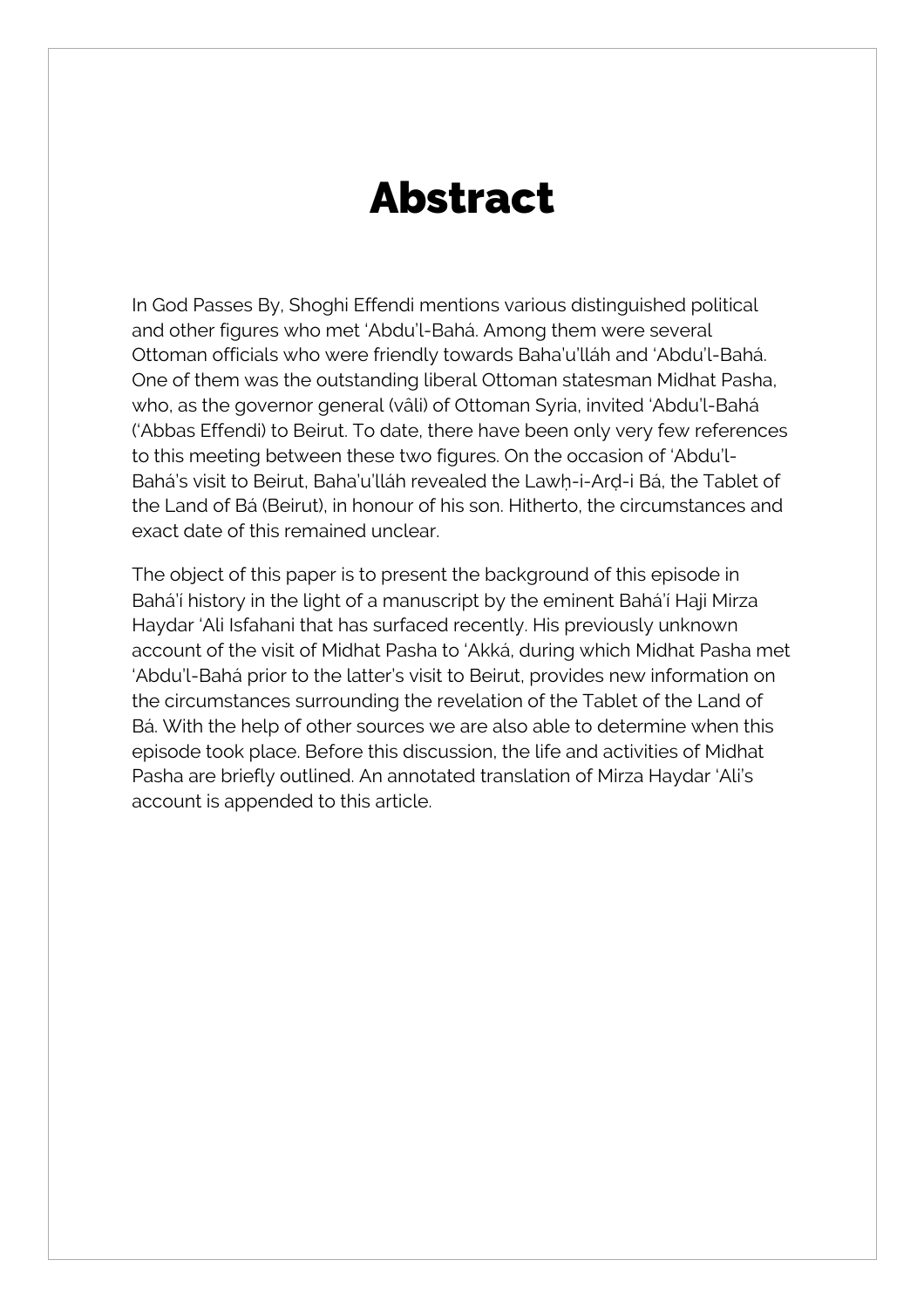# Abstract

In God Passes By, Shoghi Effendi mentions various distinguished political and other figures who met 'Abdu'l-Bahá. Among them were several Ottoman officials who were friendly towards Baha'u'lláh and 'Abdu'l-Bahá. One of them was the outstanding liberal Ottoman statesman Midhat Pasha, who, as the governor general (vâli) of Ottoman Syria, invited 'Abdu'l-Bahá ('Abbas Effendi) to Beirut. To date, there have been only very few references to this meeting between these two figures. On the occasion of 'Abdu'l-Bahá's visit to Beirut, Baha'u'lláh revealed the Lawḥ-i-Arḍ-i Bá, the Tablet of the Land of Bá (Beirut), in honour of his son. Hitherto, the circumstances and exact date of this remained unclear.

The object of this paper is to present the background of this episode in Bahá'í history in the light of a manuscript by the eminent Bahá'í Haji Mirza Haydar 'Ali Isfahani that has surfaced recently. His previously unknown account of the visit of Midhat Pasha to 'Akká, during which Midhat Pasha met 'Abdu'l-Bahá prior to the latter's visit to Beirut, provides new information on the circumstances surrounding the revelation of the Tablet of the Land of Bá. With the help of other sources we are also able to determine when this episode took place. Before this discussion, the life and activities of Midhat Pasha are briefly outlined. An annotated translation of Mirza Haydar 'Ali's account is appended to this article.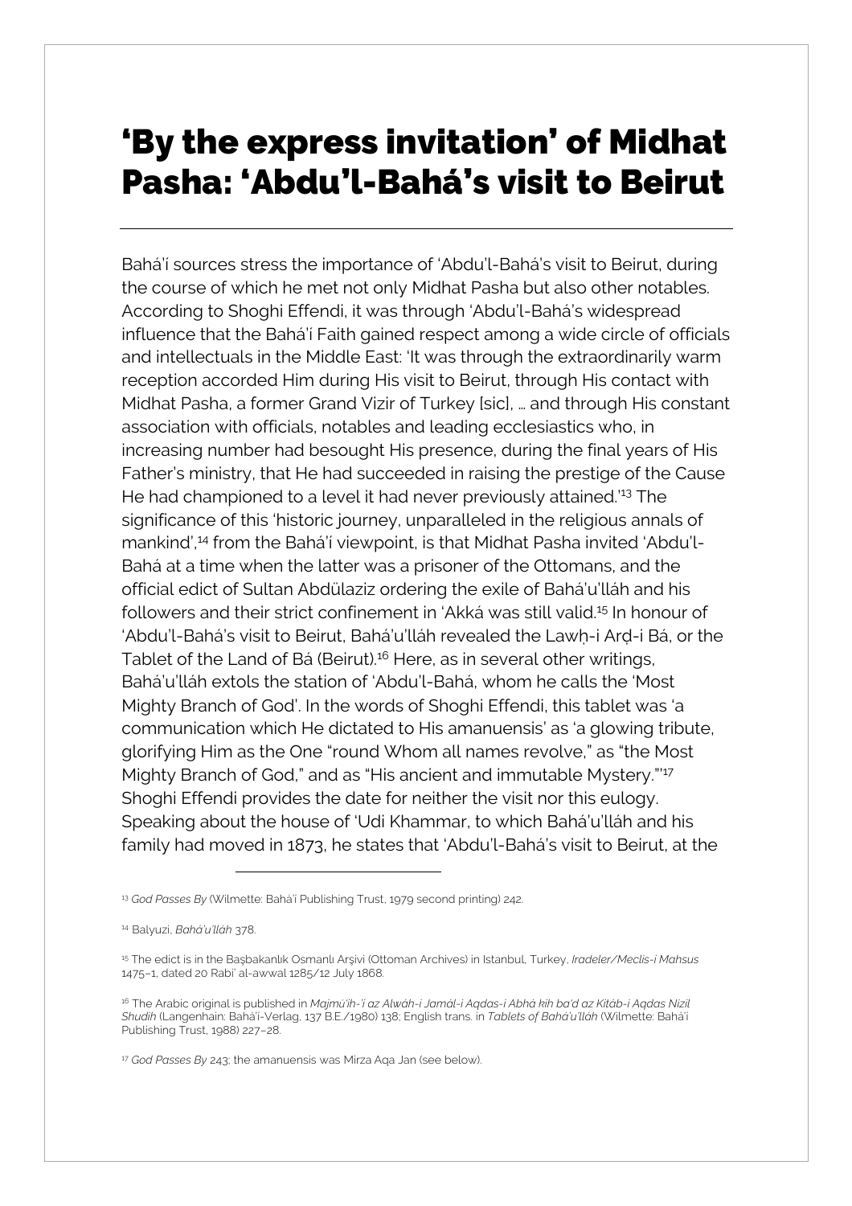# 'By the express invitation' of Midhat Pasha: 'Abdu'l-Bahá's visit to Beirut

Bahá'í sources stress the importance of 'Abdu'l-Bahá's visit to Beirut, during the course of which he met not only Midhat Pasha but also other notables. According to Shoghi Effendi, it was through 'Abdu'l-Bahá's widespread influence that the Bahá'í Faith gained respect among a wide circle of officials and intellectuals in the Middle East: 'It was through the extraordinarily warm reception accorded Him during His visit to Beirut, through His contact with Midhat Pasha, a former Grand Vizir of Turkey [sic], … and through His constant association with officials, notables and leading ecclesiastics who, in increasing number had besought His presence, during the final years of His Father's ministry, that He had succeeded in raising the prestige of the Cause He had championed to a level it had never previously attained.'[13] The significance of this 'historic journey, unparalleled in the religious annals of mankind',[14] from the Bahá'í viewpoint, is that Midhat Pasha invited 'Abdu'l-Bahá at a time when the latter was a prisoner of the Ottomans, and the official edict of Sultan Abdülaziz ordering the exile of Bahá'u'lláh and his followers and their strict confinement in 'Akká was still valid.[15] In honour of 'Abdu'l-Bahá's visit to Beirut, Bahá'u'lláh revealed the Lawḥ-i Arḍ-i Bá, or the Tablet of the Land of Bá (Beirut).[16] Here, as in several other writings, Bahá'u'lláh extols the station of 'Abdu'l-Bahá, whom he calls the 'Most Mighty Branch of God'. In the words of Shoghi Effendi, this tablet was 'a communication which He dictated to His amanuensis' as 'a glowing tribute, glorifying Him as the One "round Whom all names revolve," as "the Most Mighty Branch of God," and as "His ancient and immutable Mystery."'[17] Shoghi Effendi provides the date for neither the visit nor this eulogy. Speaking about the house of 'Udi Khammar, to which Bahá'u'lláh and his family had moved in 1873, he states that 'Abdu'l-Bahá's visit to Beirut, at the

---

[13] *God Passes By* (Wilmette: Bahá'í Publishing Trust, 1979 second printing) 242.

[14] Balyuzi, *Bahá'u'lláh* 378.

[15] The edict is in the Başbakanlık Osmanlı Arşivi (Ottoman Archives) in Istanbul, Turkey, *Iradeler/Meclis-i Mahsus* 1475–1, dated 20 Rabi' al-awwal 1285/12 July 1868.

[16] The Arabic original is published in *Majmú'ih-'í az Alwáh-i Jamál-i Aqdas-i Abhá kih ba'd az Kitáb-i Aqdas Nizil Shudih* (Langenhain: Bahá'í-Verlag, 137 B.E./1980) 138; English trans. in *Tablets of Bahá'u'lláh* (Wilmette: Bahá'í Publishing Trust, 1988) 227–28.

[17] *God Passes By* 243; the amanuensis was Mirza Aqa Jan (see below).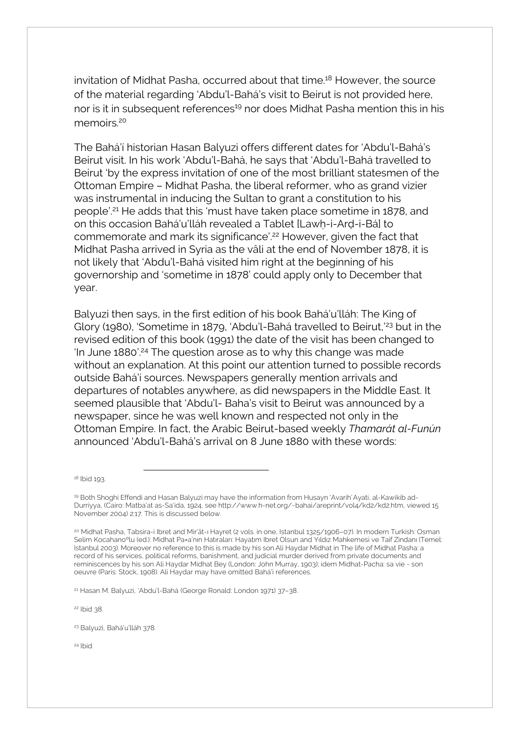invitation of Midhat Pasha, occurred about that time.[18] However, the source of the material regarding 'Abdu'l-Bahá's visit to Beirut is not provided here, nor is it in subsequent references[19] nor does Midhat Pasha mention this in his memoirs.[20]

The Bahá'í historian Hasan Balyuzi offers different dates for 'Abdu'l-Bahá's Beirut visit. In his work 'Abdu'l-Bahá, he says that 'Abdu'l-Bahá travelled to Beirut 'by the express invitation of one of the most brilliant statesmen of the Ottoman Empire – Midhat Pasha, the liberal reformer, who as grand vizier was instrumental in inducing the Sultan to grant a constitution to his people'.[21] He adds that this 'must have taken place sometime in 1878, and on this occasion Bahá'u'lláh revealed a Tablet [Lawḥ-i-Arḍ-i-Bá] to commemorate and mark its significance'.[22] However, given the fact that Midhat Pasha arrived in Syria as the vâli at the end of November 1878, it is not likely that 'Abdu'l-Bahá visited him right at the beginning of his governorship and 'sometime in 1878' could apply only to December that year.

Balyuzi then says, in the first edition of his book Bahá'u'lláh: The King of Glory (1980), 'Sometime in 1879, 'Abdu'l-Bahá travelled to Beirut,'[23] but in the revised edition of this book (1991) the date of the visit has been changed to 'In June 1880'.[24] The question arose as to why this change was made without an explanation. At this point our attention turned to possible records outside Bahá'í sources. Newspapers generally mention arrivals and departures of notables anywhere, as did newspapers in the Middle East. It seemed plausible that 'Abdu'l- Baha's visit to Beirut was announced by a newspaper, since he was well known and respected not only in the Ottoman Empire. In fact, the Arabic Beirut-based weekly *Thamarát al-Funún* announced 'Abdu'l-Bahá's arrival on 8 June 1880 with these words:

---

[18] Ibid 193.

[19] Both Shoghi Effendi and Hasan Balyuzi may have the information from Husayn 'Avarih'Ayati, al-Kawikib ad-Durriyya, (Cairo: Matba'at as-Sa'ida, 1924, see http://www.h-net.org/~bahai/areprint/vol4/kd2/kd2.htm, viewed 15 November 2004) 2:17. This is discussed below.

[20] Midhat Pasha, Tabsira-i Ibret and Mir'ât-ı Hayret (2 vols. in one, Istanbul 1325/1906–07). In modern Turkish: Osman Selim Kocahano°lu (ed.): Midhat Pa•a'nın Hatıraları: Hayatım Ibret Olsun and Yıldız Mahkemesi ve Taif Zindanı (Temel: Istanbul 2003). Moreover no reference to this is made by his son Ali Haydar Midhat in The life of Midhat Pasha: a record of his services, political reforms, banishment, and judicial murder derived from private documents and reminiscences by his son Ali Haydar Midhat Bey (London: John Murray, 1903); idem Midhat-Pacha: sa vie - son oeuvre (Paris: Stock, 1908). Ali Haydar may have omitted Bahá'í references.

[21] Hasan M. Balyuzi, 'Abdu'l-Bahá (George Ronald: London 1971) 37–38.

[22] Ibid 38.

[23] Balyuzi, Bahá'u'lláh 378.

[24] Ibid.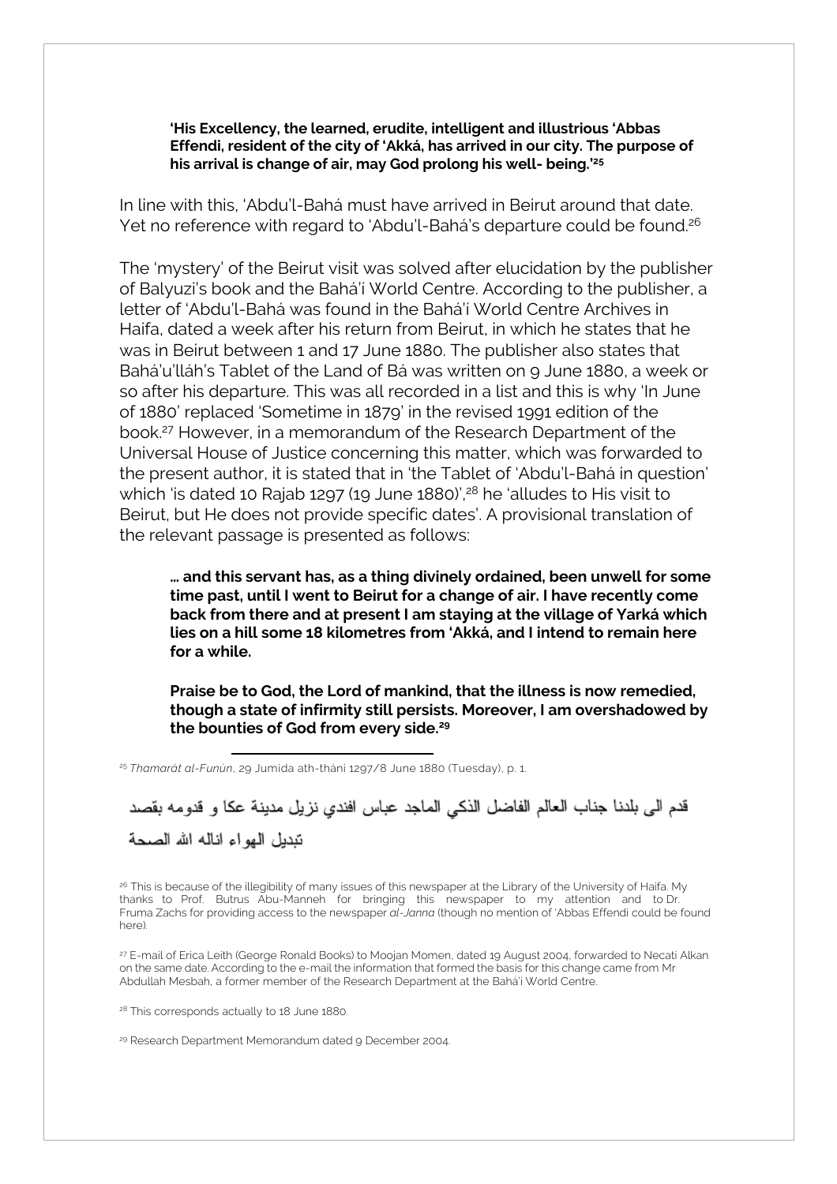> **'His Excellency, the learned, erudite, intelligent and illustrious 'Abbas Effendi, resident of the city of 'Akká, has arrived in our city. The purpose of his arrival is change of air, may God prolong his well- being.'**[25]

In line with this, 'Abdu'l-Bahá must have arrived in Beirut around that date. Yet no reference with regard to 'Abdu'l-Bahá's departure could be found.[26]

The 'mystery' of the Beirut visit was solved after elucidation by the publisher of Balyuzi's book and the Bahá'í World Centre. According to the publisher, a letter of 'Abdu'l-Bahá was found in the Bahá'í World Centre Archives in Haifa, dated a week after his return from Beirut, in which he states that he was in Beirut between 1 and 17 June 1880. The publisher also states that Bahá'u'lláh's Tablet of the Land of Bá was written on 9 June 1880, a week or so after his departure. This was all recorded in a list and this is why 'In June of 1880' replaced 'Sometime in 1879' in the revised 1991 edition of the book.[27] However, in a memorandum of the Research Department of the Universal House of Justice concerning this matter, which was forwarded to the present author, it is stated that in 'the Tablet of 'Abdu'l-Bahá in question' which 'is dated 10 Rajab 1297 (19 June 1880)',[28] he 'alludes to His visit to Beirut, but He does not provide specific dates'. A provisional translation of the relevant passage is presented as follows:

> **… and this servant has, as a thing divinely ordained, been unwell for some time past, until I went to Beirut for a change of air. I have recently come back from there and at present I am staying at the village of Yarká which lies on a hill some 18 kilometres from 'Akká, and I intend to remain here for a while.**
>
> **Praise be to God, the Lord of mankind, that the illness is now remedied, though a state of infirmity still persists. Moreover, I am overshadowed by the bounties of God from every side.**[29]

---

[25] *Thamarát al-Funún*, 29 Jumida ath-thání 1297/8 June 1880 (Tuesday), p. 1.

قدم الى بلدنا جناب العالم الفاضل الذكي الماجد عباس افندي نزيل مدينة عكا و قدومه بقصد تبديل الهواء اناله الله الصحة

[26] This is because of the illegibility of many issues of this newspaper at the Library of the University of Haifa. My thanks to Prof. Butrus Abu-Manneh for bringing this newspaper to my attention and to Dr. Fruma Zachs for providing access to the newspaper *al-Janna* (though no mention of 'Abbas Effendi could be found here).

[27] E-mail of Erica Leith (George Ronald Books) to Moojan Momen, dated 19 August 2004, forwarded to Necati Alkan on the same date. According to the e-mail the information that formed the basis for this change came from Mr Abdullah Mesbah, a former member of the Research Department at the Bahá'í World Centre.

[28] This corresponds actually to 18 June 1880.

[29] Research Department Memorandum dated 9 December 2004.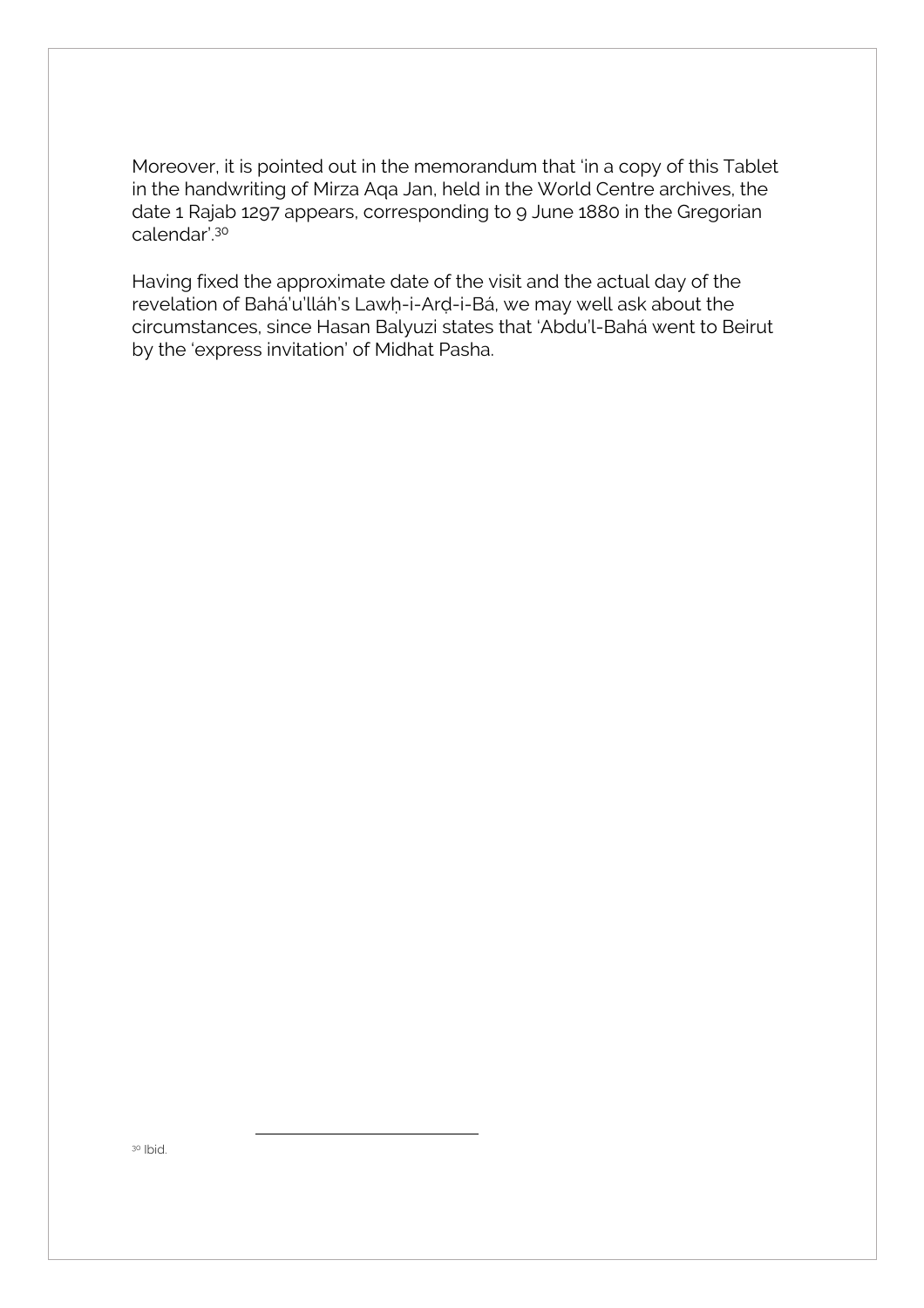Moreover, it is pointed out in the memorandum that 'in a copy of this Tablet in the handwriting of Mirza Aqa Jan, held in the World Centre archives, the date 1 Rajab 1297 appears, corresponding to 9 June 1880 in the Gregorian calendar'.[30]

Having fixed the approximate date of the visit and the actual day of the revelation of Bahá'u'lláh's Lawḥ-i-Arḍ-i-Bá, we may well ask about the circumstances, since Hasan Balyuzi states that 'Abdu'l-Bahá went to Beirut by the 'express invitation' of Midhat Pasha.

---

[30] Ibid.